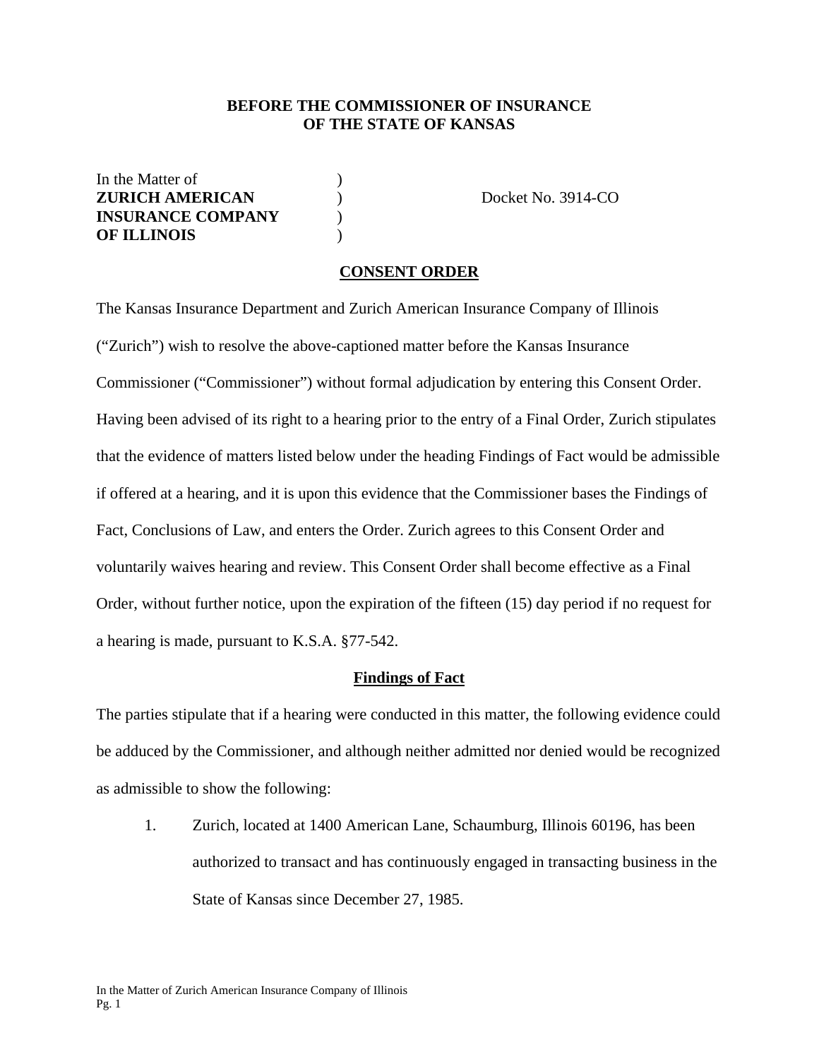**BEFORE THE COMMISSIONER OF INSURANCE**
**OF THE STATE OF KANSAS**

In the Matter of )
**ZURICH AMERICAN** ) Docket No. 3914-CO
**INSURANCE COMPANY** )
**OF ILLINOIS** )

## CONSENT ORDER

The Kansas Insurance Department and Zurich American Insurance Company of Illinois ("Zurich") wish to resolve the above-captioned matter before the Kansas Insurance Commissioner ("Commissioner") without formal adjudication by entering this Consent Order. Having been advised of its right to a hearing prior to the entry of a Final Order, Zurich stipulates that the evidence of matters listed below under the heading Findings of Fact would be admissible if offered at a hearing, and it is upon this evidence that the Commissioner bases the Findings of Fact, Conclusions of Law, and enters the Order. Zurich agrees to this Consent Order and voluntarily waives hearing and review. This Consent Order shall become effective as a Final Order, without further notice, upon the expiration of the fifteen (15) day period if no request for a hearing is made, pursuant to K.S.A. §77-542.

## Findings of Fact

The parties stipulate that if a hearing were conducted in this matter, the following evidence could be adduced by the Commissioner, and although neither admitted nor denied would be recognized as admissible to show the following:

1. Zurich, located at 1400 American Lane, Schaumburg, Illinois 60196, has been authorized to transact and has continuously engaged in transacting business in the State of Kansas since December 27, 1985.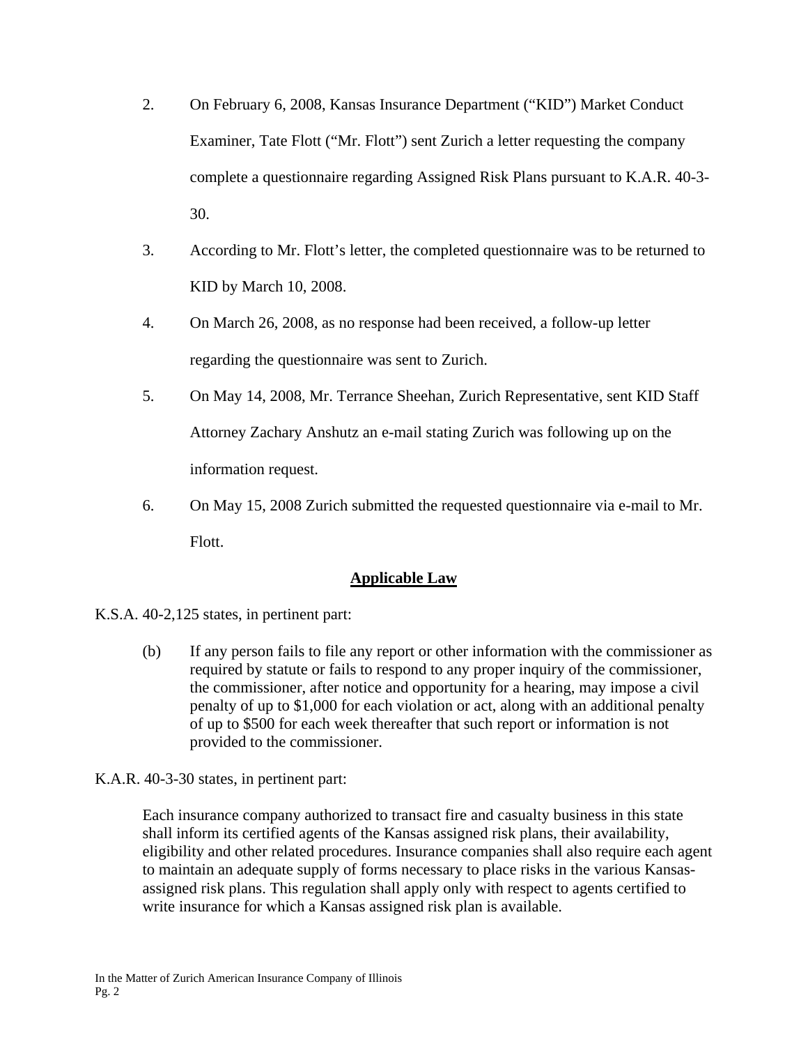2. On February 6, 2008, Kansas Insurance Department ("KID") Market Conduct Examiner, Tate Flott ("Mr. Flott") sent Zurich a letter requesting the company complete a questionnaire regarding Assigned Risk Plans pursuant to K.A.R. 40-3-30.

3. According to Mr. Flott's letter, the completed questionnaire was to be returned to KID by March 10, 2008.

4. On March 26, 2008, as no response had been received, a follow-up letter regarding the questionnaire was sent to Zurich.

5. On May 14, 2008, Mr. Terrance Sheehan, Zurich Representative, sent KID Staff Attorney Zachary Anshutz an e-mail stating Zurich was following up on the information request.

6. On May 15, 2008 Zurich submitted the requested questionnaire via e-mail to Mr. Flott.

## Applicable Law

K.S.A. 40-2,125 states, in pertinent part:

> (b) If any person fails to file any report or other information with the commissioner as required by statute or fails to respond to any proper inquiry of the commissioner, the commissioner, after notice and opportunity for a hearing, may impose a civil penalty of up to $1,000 for each violation or act, along with an additional penalty of up to $500 for each week thereafter that such report or information is not provided to the commissioner.

K.A.R. 40-3-30 states, in pertinent part:

> Each insurance company authorized to transact fire and casualty business in this state shall inform its certified agents of the Kansas assigned risk plans, their availability, eligibility and other related procedures. Insurance companies shall also require each agent to maintain an adequate supply of forms necessary to place risks in the various Kansas-assigned risk plans. This regulation shall apply only with respect to agents certified to write insurance for which a Kansas assigned risk plan is available.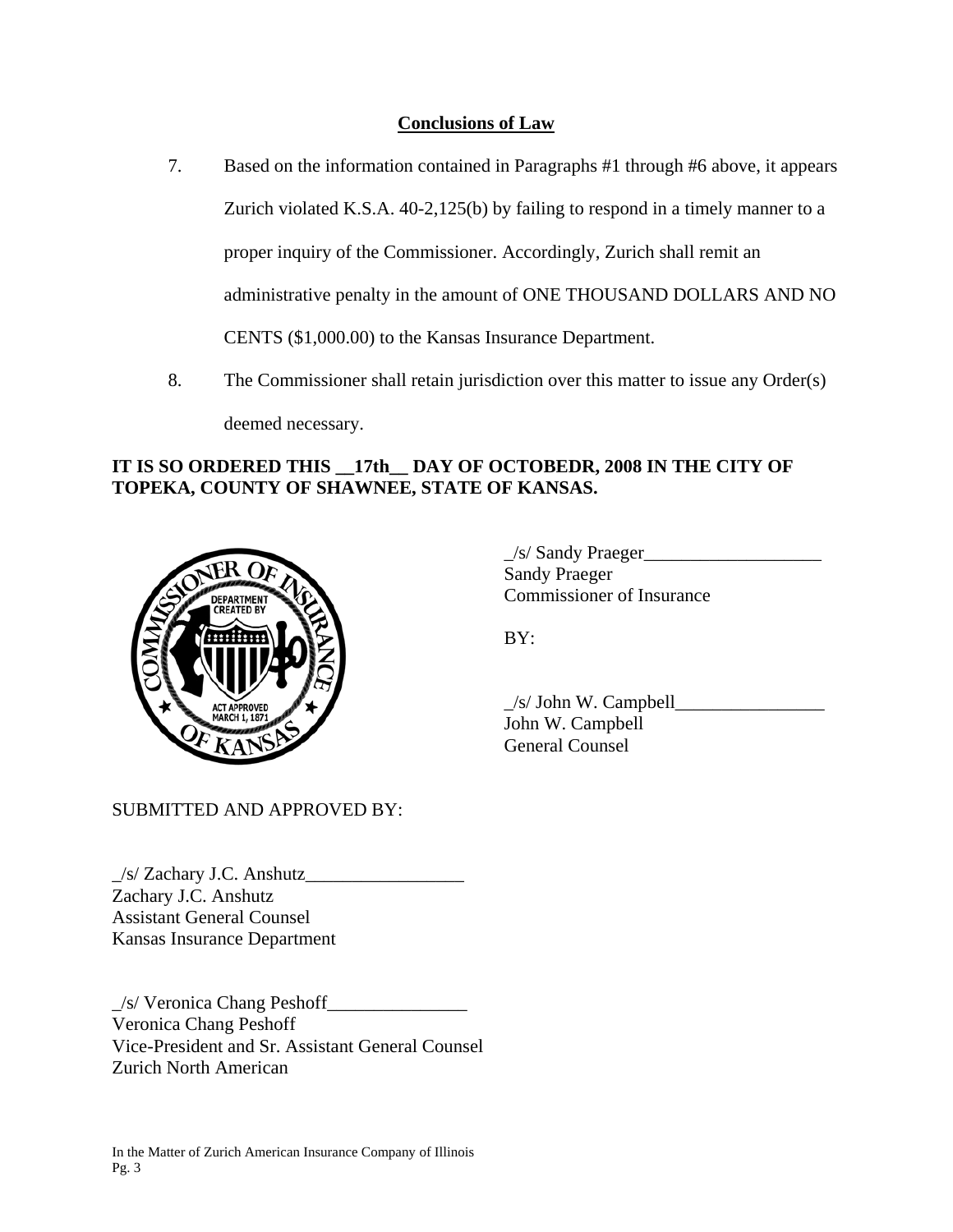**Conclusions of Law**

7. Based on the information contained in Paragraphs #1 through #6 above, it appears Zurich violated K.S.A. 40-2,125(b) by failing to respond in a timely manner to a proper inquiry of the Commissioner. Accordingly, Zurich shall remit an administrative penalty in the amount of ONE THOUSAND DOLLARS AND NO CENTS ($1,000.00) to the Kansas Insurance Department.

8. The Commissioner shall retain jurisdiction over this matter to issue any Order(s) deemed necessary.

**IT IS SO ORDERED THIS __17th__ DAY OF OCTOBEDR, 2008 IN THE CITY OF TOPEKA, COUNTY OF SHAWNEE, STATE OF KANSAS.**

_/s/ Sandy Praeger___________________
Sandy Praeger
Commissioner of Insurance

BY:

_/s/ John W. Campbell________________
John W. Campbell
General Counsel

SUBMITTED AND APPROVED BY:

_/s/ Zachary J.C. Anshutz_________________
Zachary J.C. Anshutz
Assistant General Counsel
Kansas Insurance Department

_/s/ Veronica Chang Peshoff_______________
Veronica Chang Peshoff
Vice-President and Sr. Assistant General Counsel
Zurich North American

In the Matter of Zurich American Insurance Company of Illinois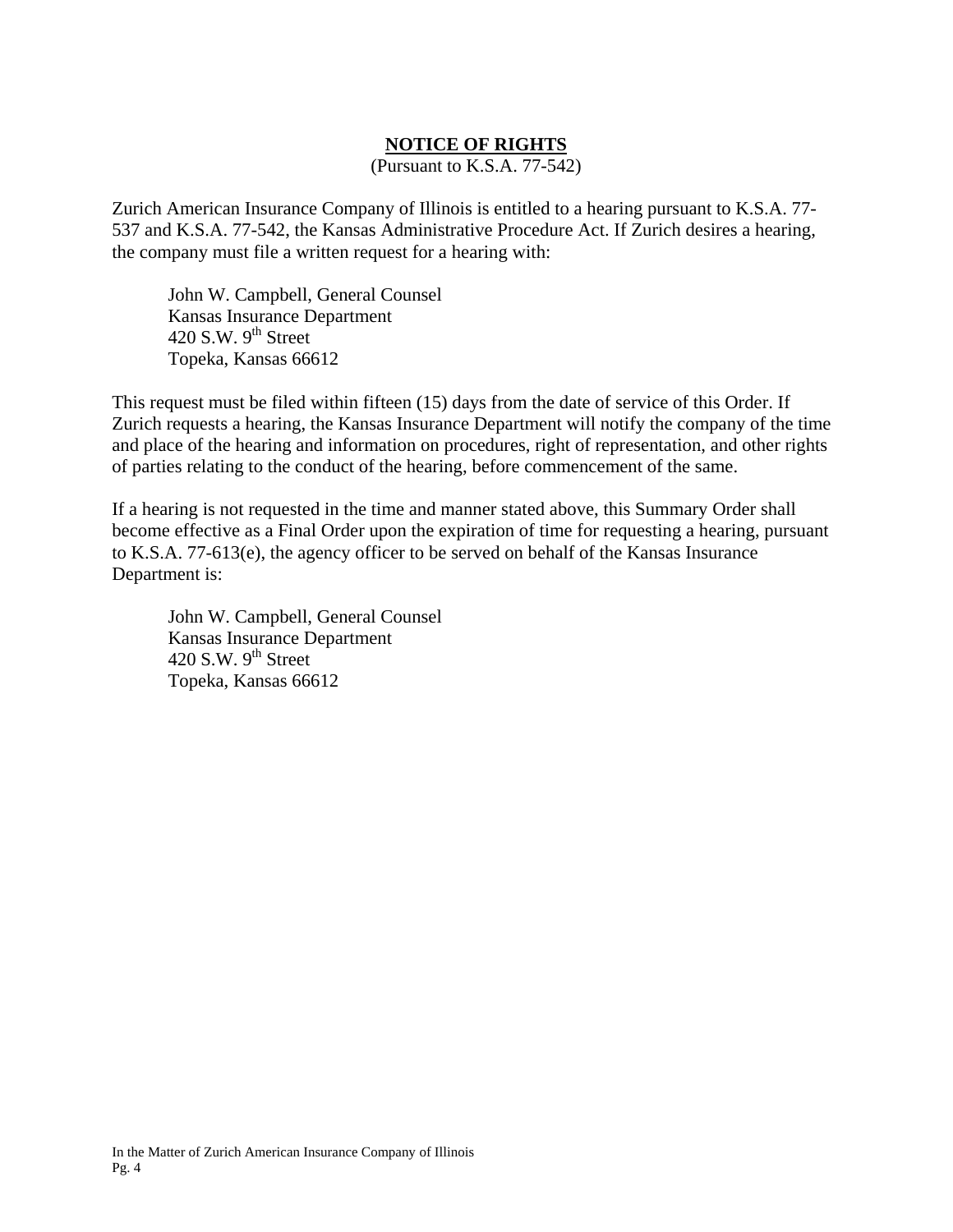## **NOTICE OF RIGHTS**

(Pursuant to K.S.A. 77-542)

Zurich American Insurance Company of Illinois is entitled to a hearing pursuant to K.S.A. 77-537 and K.S.A. 77-542, the Kansas Administrative Procedure Act. If Zurich desires a hearing, the company must file a written request for a hearing with:

> John W. Campbell, General Counsel
> Kansas Insurance Department
> 420 S.W. 9th Street
> Topeka, Kansas 66612

This request must be filed within fifteen (15) days from the date of service of this Order. If Zurich requests a hearing, the Kansas Insurance Department will notify the company of the time and place of the hearing and information on procedures, right of representation, and other rights of parties relating to the conduct of the hearing, before commencement of the same.

If a hearing is not requested in the time and manner stated above, this Summary Order shall become effective as a Final Order upon the expiration of time for requesting a hearing, pursuant to K.S.A. 77-613(e), the agency officer to be served on behalf of the Kansas Insurance Department is:

> John W. Campbell, General Counsel
> Kansas Insurance Department
> 420 S.W. 9th Street
> Topeka, Kansas 66612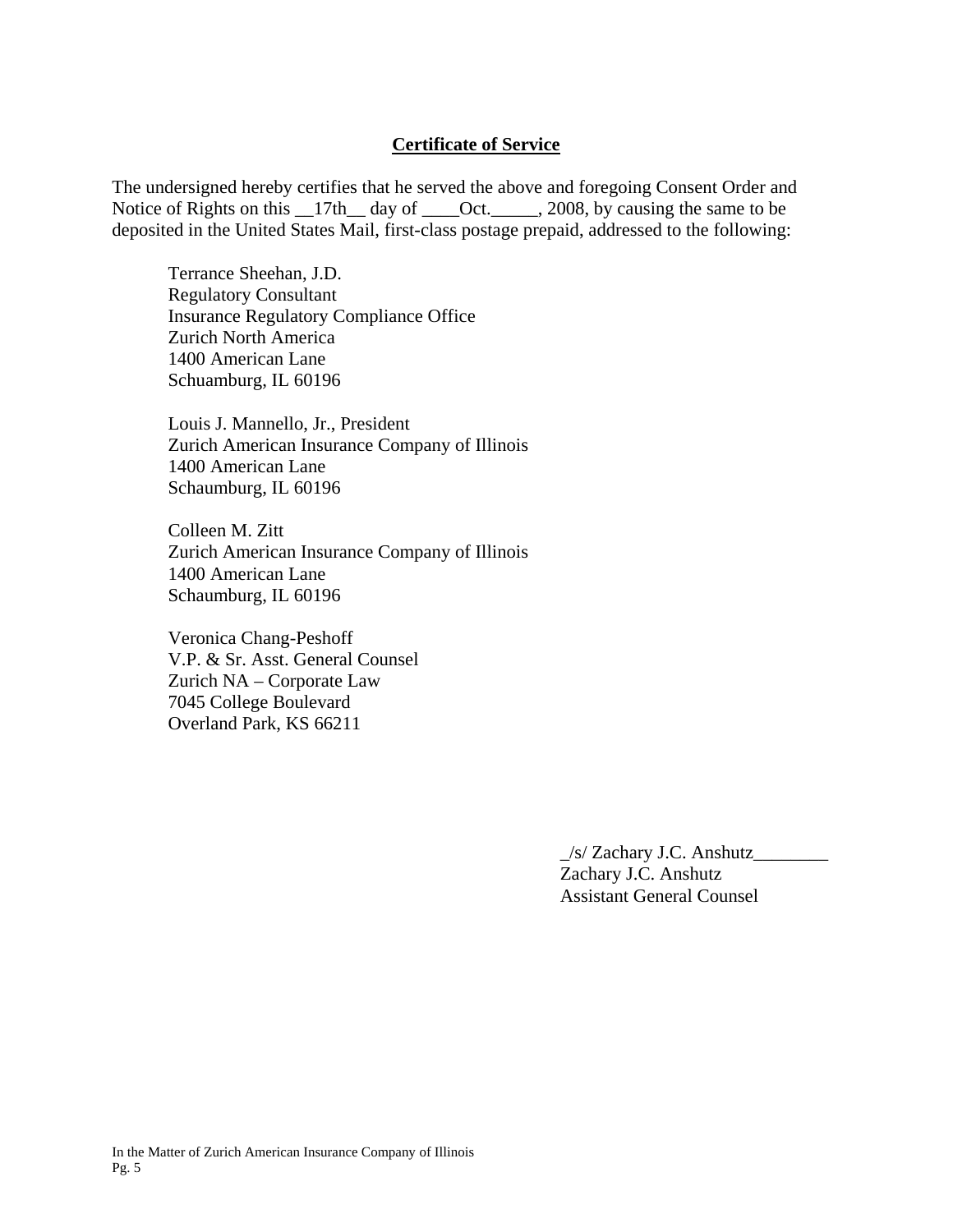**Certificate of Service**

The undersigned hereby certifies that he served the above and foregoing Consent Order and Notice of Rights on this __17th__ day of ____Oct._____, 2008, by causing the same to be deposited in the United States Mail, first-class postage prepaid, addressed to the following:

Terrance Sheehan, J.D.
Regulatory Consultant
Insurance Regulatory Compliance Office
Zurich North America
1400 American Lane
Schuamburg, IL 60196

Louis J. Mannello, Jr., President
Zurich American Insurance Company of Illinois
1400 American Lane
Schaumburg, IL 60196

Colleen M. Zitt
Zurich American Insurance Company of Illinois
1400 American Lane
Schaumburg, IL 60196

Veronica Chang-Peshoff
V.P. & Sr. Asst. General Counsel
Zurich NA – Corporate Law
7045 College Boulevard
Overland Park, KS 66211

_/s/ Zachary J.C. Anshutz________
Zachary J.C. Anshutz
Assistant General Counsel